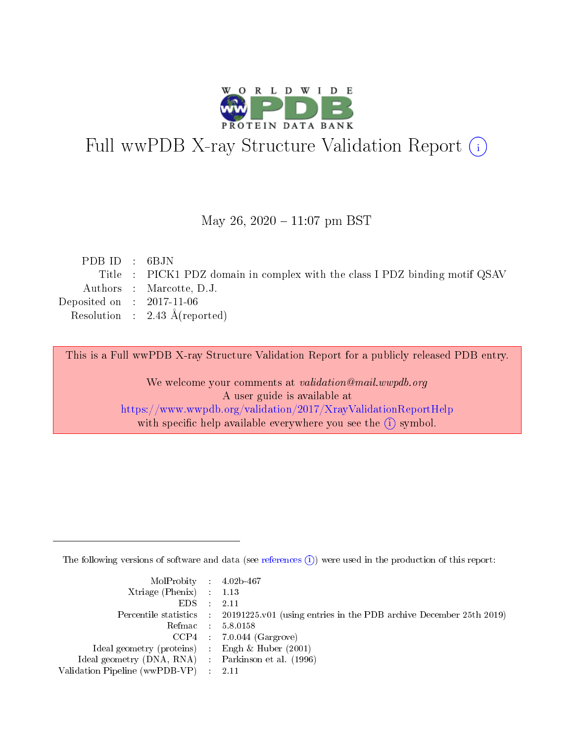# Full wwPDB X-ray Structure Validation Report

May 26, 2020 – 11:07 pm BST

| | | |
|---|---|---|
| PDB ID | : | 6BJN |
| Title | : | PICK1 PDZ domain in complex with the class I PDZ binding motif QSAV |
| Authors | : | Marcotte, D.J. |
| Deposited on | : | 2017-11-06 |
| Resolution | : | 2.43 Å(reported) |

This is a Full wwPDB X-ray Structure Validation Report for a publicly released PDB entry.

We welcome your comments at *validation@mail.wwpdb.org*
A user guide is available at
https://www.wwpdb.org/validation/2017/XrayValidationReportHelp
with specific help available everywhere you see the (i) symbol.

---

The following versions of software and data (see references (i)) were used in the production of this report:

| | | |
|---|---|---|
| MolProbity | : | 4.02b-467 |
| Xtriage (Phenix) | : | 1.13 |
| EDS | : | 2.11 |
| Percentile statistics | : | 20191225.v01 (using entries in the PDB archive December 25th 2019) |
| Refmac | : | 5.8.0158 |
| CCP4 | : | 7.0.044 (Gargrove) |
| Ideal geometry (proteins) | : | Engh & Huber (2001) |
| Ideal geometry (DNA, RNA) | : | Parkinson et al. (1996) |
| Validation Pipeline (wwPDB-VP) | : | 2.11 |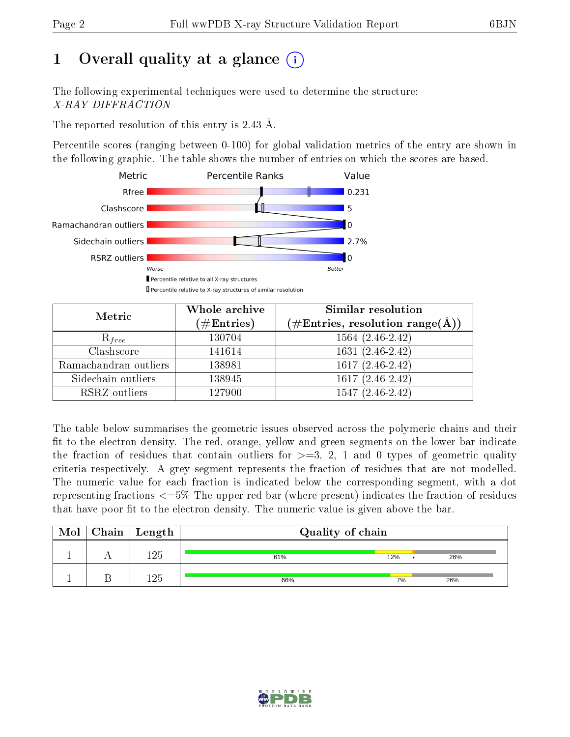# 1 Overall quality at a glance

The following experimental techniques were used to determine the structure:
*X-RAY DIFFRACTION*

The reported resolution of this entry is 2.43 Å.

Percentile scores (ranging between 0-100) for global validation metrics of the entry are shown in the following graphic. The table shows the number of entries on which the scores are based.

| Metric | Value |
|---|---|
| Rfree | 0.231 |
| Clashscore | 5 |
| Ramachandran outliers | 0 |
| Sidechain outliers | 2.7% |
| RSRZ outliers | 0 |

Worse — Better

▮ Percentile relative to all X-ray structures
▯ Percentile relative to X-ray structures of similar resolution

| Metric | Whole archive (#Entries) | Similar resolution (#Entries, resolution range(Å)) |
|---|---|---|
| $R_{free}$ | 130704 | 1564 (2.46-2.42) |
| Clashscore | 141614 | 1631 (2.46-2.42) |
| Ramachandran outliers | 138981 | 1617 (2.46-2.42) |
| Sidechain outliers | 138945 | 1617 (2.46-2.42) |
| RSRZ outliers | 127900 | 1547 (2.46-2.42) |

The table below summarises the geometric issues observed across the polymeric chains and their fit to the electron density. The red, orange, yellow and green segments on the lower bar indicate the fraction of residues that contain outliers for >=3, 2, 1 and 0 types of geometric quality criteria respectively. A grey segment represents the fraction of residues that are not modelled. The numeric value for each fraction is indicated below the corresponding segment, with a dot representing fractions <=5% The upper red bar (where present) indicates the fraction of residues that have poor fit to the electron density. The numeric value is given above the bar.

| Mol | Chain | Length | Quality of chain |
|---|---|---|---|
| 1 | A | 125 | 61% · 12% · • · 26% |
| 1 | B | 125 | 66% · 7% · 26% |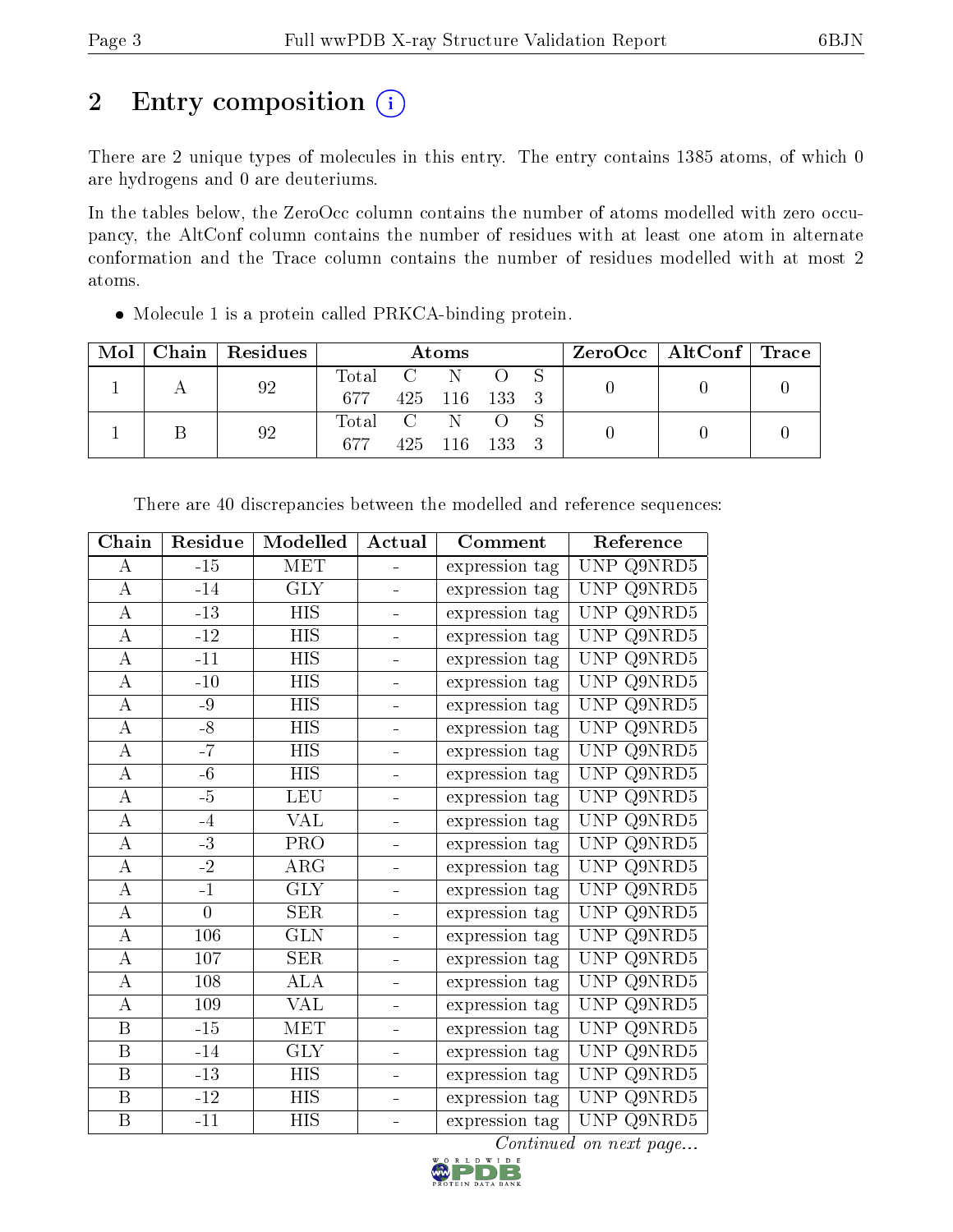# 2 Entry composition (i)

There are 2 unique types of molecules in this entry. The entry contains 1385 atoms, of which 0 are hydrogens and 0 are deuteriums.

In the tables below, the ZeroOcc column contains the number of atoms modelled with zero occupancy, the AltConf column contains the number of residues with at least one atom in alternate conformation and the Trace column contains the number of residues modelled with at most 2 atoms.

- Molecule 1 is a protein called PRKCA-binding protein.

| Mol | Chain | Residues | Atoms | | | | | ZeroOcc | AltConf | Trace |
|---|---|---|---|---|---|---|---|---|---|---|
| 1 | A | 92 | Total 677 | C 425 | N 116 | O 133 | S 3 | 0 | 0 | 0 |
| 1 | B | 92 | Total 677 | C 425 | N 116 | O 133 | S 3 | 0 | 0 | 0 |

There are 40 discrepancies between the modelled and reference sequences:

| Chain | Residue | Modelled | Actual | Comment | Reference |
|---|---|---|---|---|---|
| A | -15 | MET | - | expression tag | UNP Q9NRD5 |
| A | -14 | GLY | - | expression tag | UNP Q9NRD5 |
| A | -13 | HIS | - | expression tag | UNP Q9NRD5 |
| A | -12 | HIS | - | expression tag | UNP Q9NRD5 |
| A | -11 | HIS | - | expression tag | UNP Q9NRD5 |
| A | -10 | HIS | - | expression tag | UNP Q9NRD5 |
| A | -9 | HIS | - | expression tag | UNP Q9NRD5 |
| A | -8 | HIS | - | expression tag | UNP Q9NRD5 |
| A | -7 | HIS | - | expression tag | UNP Q9NRD5 |
| A | -6 | HIS | - | expression tag | UNP Q9NRD5 |
| A | -5 | LEU | - | expression tag | UNP Q9NRD5 |
| A | -4 | VAL | - | expression tag | UNP Q9NRD5 |
| A | -3 | PRO | - | expression tag | UNP Q9NRD5 |
| A | -2 | ARG | - | expression tag | UNP Q9NRD5 |
| A | -1 | GLY | - | expression tag | UNP Q9NRD5 |
| A | 0 | SER | - | expression tag | UNP Q9NRD5 |
| A | 106 | GLN | - | expression tag | UNP Q9NRD5 |
| A | 107 | SER | - | expression tag | UNP Q9NRD5 |
| A | 108 | ALA | - | expression tag | UNP Q9NRD5 |
| A | 109 | VAL | - | expression tag | UNP Q9NRD5 |
| B | -15 | MET | - | expression tag | UNP Q9NRD5 |
| B | -14 | GLY | - | expression tag | UNP Q9NRD5 |
| B | -13 | HIS | - | expression tag | UNP Q9NRD5 |
| B | -12 | HIS | - | expression tag | UNP Q9NRD5 |
| B | -11 | HIS | - | expression tag | UNP Q9NRD5 |

*Continued on next page...*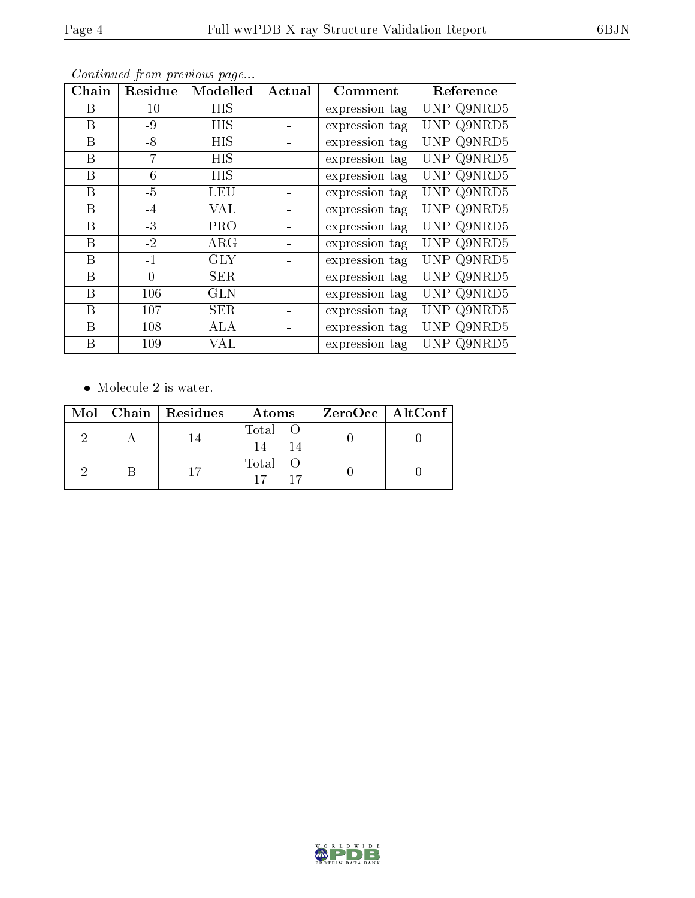*Continued from previous page...*

| Chain | Residue | Modelled | Actual | Comment | Reference |
|---|---|---|---|---|---|
| B | -10 | HIS | - | expression tag | UNP Q9NRD5 |
| B | -9 | HIS | - | expression tag | UNP Q9NRD5 |
| B | -8 | HIS | - | expression tag | UNP Q9NRD5 |
| B | -7 | HIS | - | expression tag | UNP Q9NRD5 |
| B | -6 | HIS | - | expression tag | UNP Q9NRD5 |
| B | -5 | LEU | - | expression tag | UNP Q9NRD5 |
| B | -4 | VAL | - | expression tag | UNP Q9NRD5 |
| B | -3 | PRO | - | expression tag | UNP Q9NRD5 |
| B | -2 | ARG | - | expression tag | UNP Q9NRD5 |
| B | -1 | GLY | - | expression tag | UNP Q9NRD5 |
| B | 0 | SER | - | expression tag | UNP Q9NRD5 |
| B | 106 | GLN | - | expression tag | UNP Q9NRD5 |
| B | 107 | SER | - | expression tag | UNP Q9NRD5 |
| B | 108 | ALA | - | expression tag | UNP Q9NRD5 |
| B | 109 | VAL | - | expression tag | UNP Q9NRD5 |

- Molecule 2 is water.

| Mol | Chain | Residues | Atoms | ZeroOcc | AltConf |
|---|---|---|---|---|---|
| 2 | A | 14 | Total O<br>14 14 | 0 | 0 |
| 2 | B | 17 | Total O<br>17 17 | 0 | 0 |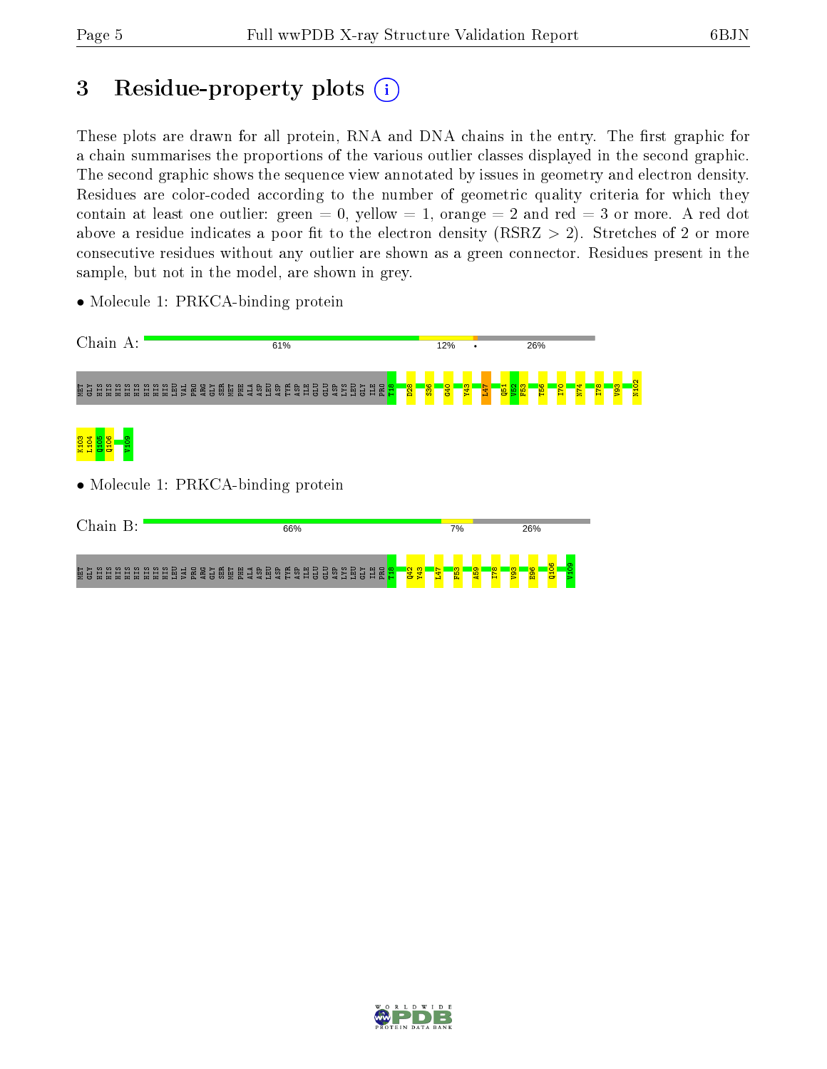# 3 Residue-property plots

These plots are drawn for all protein, RNA and DNA chains in the entry. The first graphic for a chain summarises the proportions of the various outlier classes displayed in the second graphic. The second graphic shows the sequence view annotated by issues in geometry and electron density. Residues are color-coded according to the number of geometric quality criteria for which they contain at least one outlier: green = 0, yellow = 1, orange = 2 and red = 3 or more. A red dot above a residue indicates a poor fit to the electron density (RSRZ > 2). Stretches of 2 or more consecutive residues without any outlier are shown as a green connector. Residues present in the sample, but not in the model, are shown in grey.

- Molecule 1: PRKCA-binding protein

Chain A: 61% 12% • 26%

MET GLY HIS HIS HIS HIS HIS HIS HIS HIS HIS HIS LEU VAL PRO ARG GLY SER MET PHE ALA ASP LEU ASP TYR ASP ILE GLU GLU ASP LYS LEU GLY ILE PRO T18 D28 S36 G40 Y43 L47 Q51 V52 F53 T56 I70 N74 I78 V93 N102 K103 L104 Q105 Q106 V109

- Molecule 1: PRKCA-binding protein

Chain B: 66% 7% 26%

MET GLY HIS HIS HIS HIS HIS HIS HIS HIS HIS HIS LEU VAL PRO ARG GLY SER MET PHE ALA ASP LEU ASP TYR ASP ILE GLU GLU ASP LYS LEU GLY ILE PRO T18 Q42 Y43 L47 F53 A59 I78 V93 E96 Q106 V109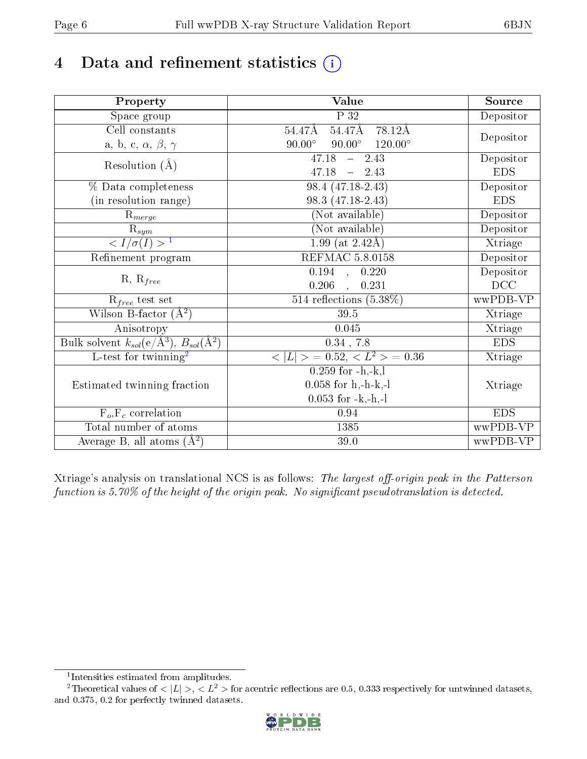# 4 Data and refinement statistics (i)

| Property | Value | Source |
|---|---|---|
| Space group | P 32 | Depositor |
| Cell constants<br>a, b, c, $\alpha$, $\beta$, $\gamma$ | 54.47Å 54.47Å 78.12Å<br>90.00° 90.00° 120.00° | Depositor |
| Resolution (Å) | 47.18 – 2.43<br>47.18 – 2.43 | Depositor<br>EDS |
| % Data completeness<br>(in resolution range) | 98.4 (47.18-2.43)<br>98.3 (47.18-2.43) | Depositor<br>EDS |
| $R_{merge}$ | (Not available) | Depositor |
| $R_{sym}$ | (Not available) | Depositor |
| $< I/\sigma(I) >$ [1] | 1.99 (at 2.42Å) | Xtriage |
| Refinement program | REFMAC 5.8.0158 | Depositor |
| R, $R_{free}$ | 0.194 , 0.220<br>0.206 , 0.231 | Depositor<br>DCC |
| $R_{free}$ test set | 514 reflections (5.38%) | wwPDB-VP |
| Wilson B-factor (Å$^2$) | 39.5 | Xtriage |
| Anisotropy | 0.045 | Xtriage |
| Bulk solvent $k_{sol}$(e/Å$^3$), $B_{sol}$(Å$^2$) | 0.34 , 7.8 | EDS |
| L-test for twinning[2] | $< \|L\| >= 0.52$, $< L^2 >= 0.36$ | Xtriage |
| Estimated twinning fraction | 0.259 for -h,-k,l<br>0.058 for h,-h-k,-l<br>0.053 for -k,-h,-l | Xtriage |
| $F_o$,$F_c$ correlation | 0.94 | EDS |
| Total number of atoms | 1385 | wwPDB-VP |
| Average B, all atoms (Å$^2$) | 39.0 | wwPDB-VP |

Xtriage's analysis on translational NCS is as follows: *The largest off-origin peak in the Patterson function is 5.70% of the height of the origin peak. No significant pseudotranslation is detected.*

[1] Intensities estimated from amplitudes.

[2] Theoretical values of $< |L| >$, $< L^2 >$ for acentric reflections are 0.5, 0.333 respectively for untwinned datasets, and 0.375, 0.2 for perfectly twinned datasets.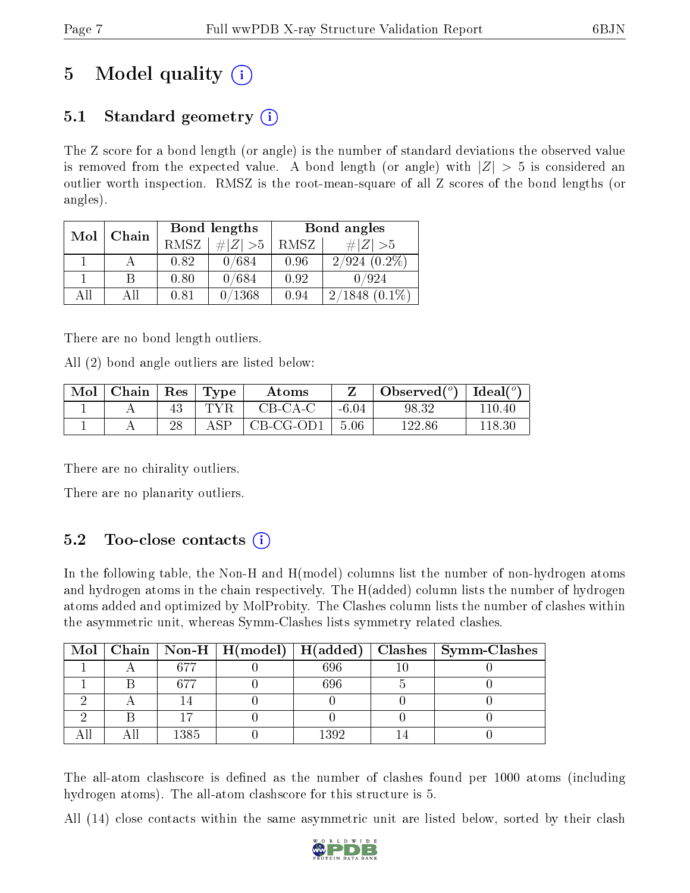# 5 Model quality (i)

## 5.1 Standard geometry (i)

The Z score for a bond length (or angle) is the number of standard deviations the observed value is removed from the expected value. A bond length (or angle) with $|Z| > 5$ is considered an outlier worth inspection. RMSZ is the root-mean-square of all Z scores of the bond lengths (or angles).

| Mol | Chain | Bond lengths | | Bond angles | |
|---|---|---|---|---|---|
| | | RMSZ | #\|Z\| >5 | RMSZ | #\|Z\| >5 |
| 1 | A | 0.82 | 0/684 | 0.96 | 2/924 (0.2%) |
| 1 | B | 0.80 | 0/684 | 0.92 | 0/924 |
| All | All | 0.81 | 0/1368 | 0.94 | 2/1848 (0.1%) |

There are no bond length outliers.

All (2) bond angle outliers are listed below:

| Mol | Chain | Res | Type | Atoms | Z | Observed(°) | Ideal(°) |
|---|---|---|---|---|---|---|---|
| 1 | A | 43 | TYR | CB-CA-C | -6.04 | 98.32 | 110.40 |
| 1 | A | 28 | ASP | CB-CG-OD1 | 5.06 | 122.86 | 118.30 |

There are no chirality outliers.

There are no planarity outliers.

## 5.2 Too-close contacts (i)

In the following table, the Non-H and H(model) columns list the number of non-hydrogen atoms and hydrogen atoms in the chain respectively. The H(added) column lists the number of hydrogen atoms added and optimized by MolProbity. The Clashes column lists the number of clashes within the asymmetric unit, whereas Symm-Clashes lists symmetry related clashes.

| Mol | Chain | Non-H | H(model) | H(added) | Clashes | Symm-Clashes |
|---|---|---|---|---|---|---|
| 1 | A | 677 | 0 | 696 | 10 | 0 |
| 1 | B | 677 | 0 | 696 | 5 | 0 |
| 2 | A | 14 | 0 | 0 | 0 | 0 |
| 2 | B | 17 | 0 | 0 | 0 | 0 |
| All | All | 1385 | 0 | 1392 | 14 | 0 |

The all-atom clashscore is defined as the number of clashes found per 1000 atoms (including hydrogen atoms). The all-atom clashscore for this structure is 5.

All (14) close contacts within the same asymmetric unit are listed below, sorted by their clash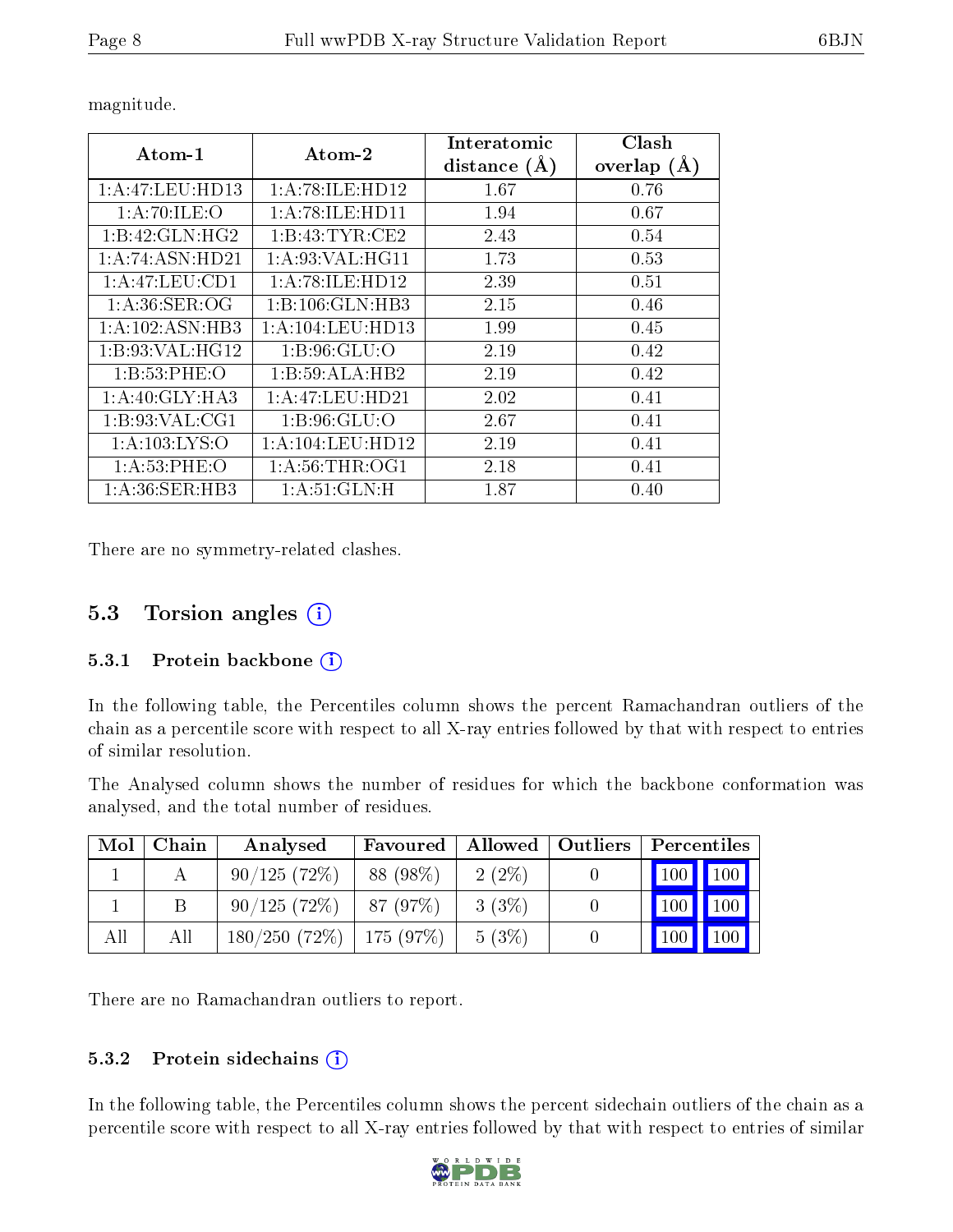magnitude.

| Atom-1 | Atom-2 | Interatomic distance (Å) | Clash overlap (Å) |
|---|---|---|---|
| 1:A:47:LEU:HD13 | 1:A:78:ILE:HD12 | 1.67 | 0.76 |
| 1:A:70:ILE:O | 1:A:78:ILE:HD11 | 1.94 | 0.67 |
| 1:B:42:GLN:HG2 | 1:B:43:TYR:CE2 | 2.43 | 0.54 |
| 1:A:74:ASN:HD21 | 1:A:93:VAL:HG11 | 1.73 | 0.53 |
| 1:A:47:LEU:CD1 | 1:A:78:ILE:HD12 | 2.39 | 0.51 |
| 1:A:36:SER:OG | 1:B:106:GLN:HB3 | 2.15 | 0.46 |
| 1:A:102:ASN:HB3 | 1:A:104:LEU:HD13 | 1.99 | 0.45 |
| 1:B:93:VAL:HG12 | 1:B:96:GLU:O | 2.19 | 0.42 |
| 1:B:53:PHE:O | 1:B:59:ALA:HB2 | 2.19 | 0.42 |
| 1:A:40:GLY:HA3 | 1:A:47:LEU:HD21 | 2.02 | 0.41 |
| 1:B:93:VAL:CG1 | 1:B:96:GLU:O | 2.67 | 0.41 |
| 1:A:103:LYS:O | 1:A:104:LEU:HD12 | 2.19 | 0.41 |
| 1:A:53:PHE:O | 1:A:56:THR:OG1 | 2.18 | 0.41 |
| 1:A:36:SER:HB3 | 1:A:51:GLN:H | 1.87 | 0.40 |

There are no symmetry-related clashes.

## 5.3 Torsion angles (i)

### 5.3.1 Protein backbone (i)

In the following table, the Percentiles column shows the percent Ramachandran outliers of the chain as a percentile score with respect to all X-ray entries followed by that with respect to entries of similar resolution.

The Analysed column shows the number of residues for which the backbone conformation was analysed, and the total number of residues.

| Mol | Chain | Analysed | Favoured | Allowed | Outliers | Percentiles | |
|---|---|---|---|---|---|---|---|
| 1 | A | 90/125 (72%) | 88 (98%) | 2 (2%) | 0 | 100 | 100 |
| 1 | B | 90/125 (72%) | 87 (97%) | 3 (3%) | 0 | 100 | 100 |
| All | All | 180/250 (72%) | 175 (97%) | 5 (3%) | 0 | 100 | 100 |

There are no Ramachandran outliers to report.

### 5.3.2 Protein sidechains (i)

In the following table, the Percentiles column shows the percent sidechain outliers of the chain as a percentile score with respect to all X-ray entries followed by that with respect to entries of similar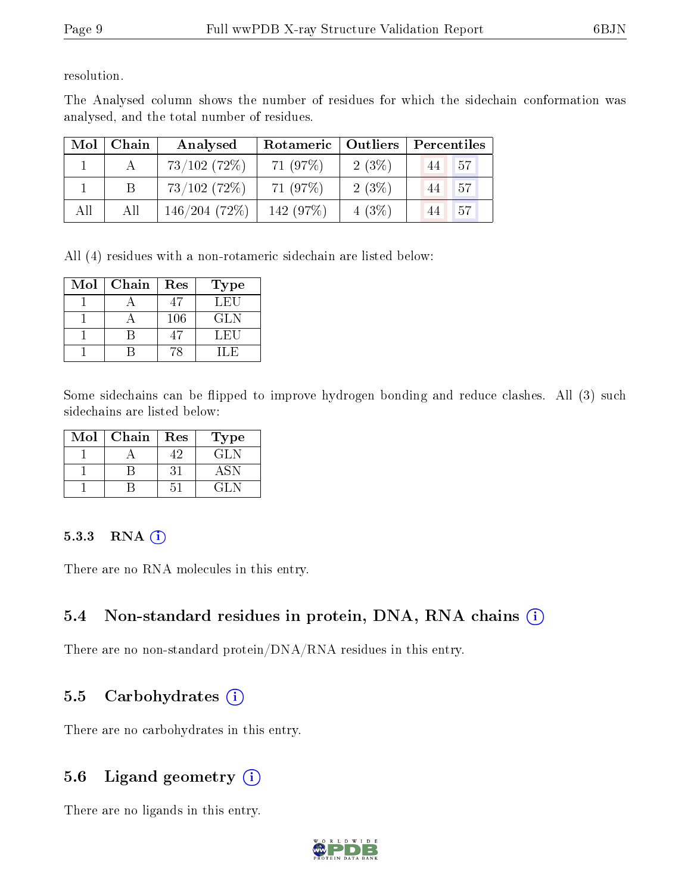resolution.

The Analysed column shows the number of residues for which the sidechain conformation was analysed, and the total number of residues.

| Mol | Chain | Analysed | Rotameric | Outliers | Percentiles | |
|---|---|---|---|---|---|---|
| 1 | A | 73/102 (72%) | 71 (97%) | 2 (3%) | 44 | 57 |
| 1 | B | 73/102 (72%) | 71 (97%) | 2 (3%) | 44 | 57 |
| All | All | 146/204 (72%) | 142 (97%) | 4 (3%) | 44 | 57 |

All (4) residues with a non-rotameric sidechain are listed below:

| Mol | Chain | Res | Type |
|---|---|---|---|
| 1 | A | 47 | LEU |
| 1 | A | 106 | GLN |
| 1 | B | 47 | LEU |
| 1 | B | 78 | ILE |

Some sidechains can be flipped to improve hydrogen bonding and reduce clashes. All (3) such sidechains are listed below:

| Mol | Chain | Res | Type |
|---|---|---|---|
| 1 | A | 42 | GLN |
| 1 | B | 31 | ASN |
| 1 | B | 51 | GLN |

#### 5.3.3 RNA

There are no RNA molecules in this entry.

### 5.4 Non-standard residues in protein, DNA, RNA chains

There are no non-standard protein/DNA/RNA residues in this entry.

### 5.5 Carbohydrates

There are no carbohydrates in this entry.

### 5.6 Ligand geometry

There are no ligands in this entry.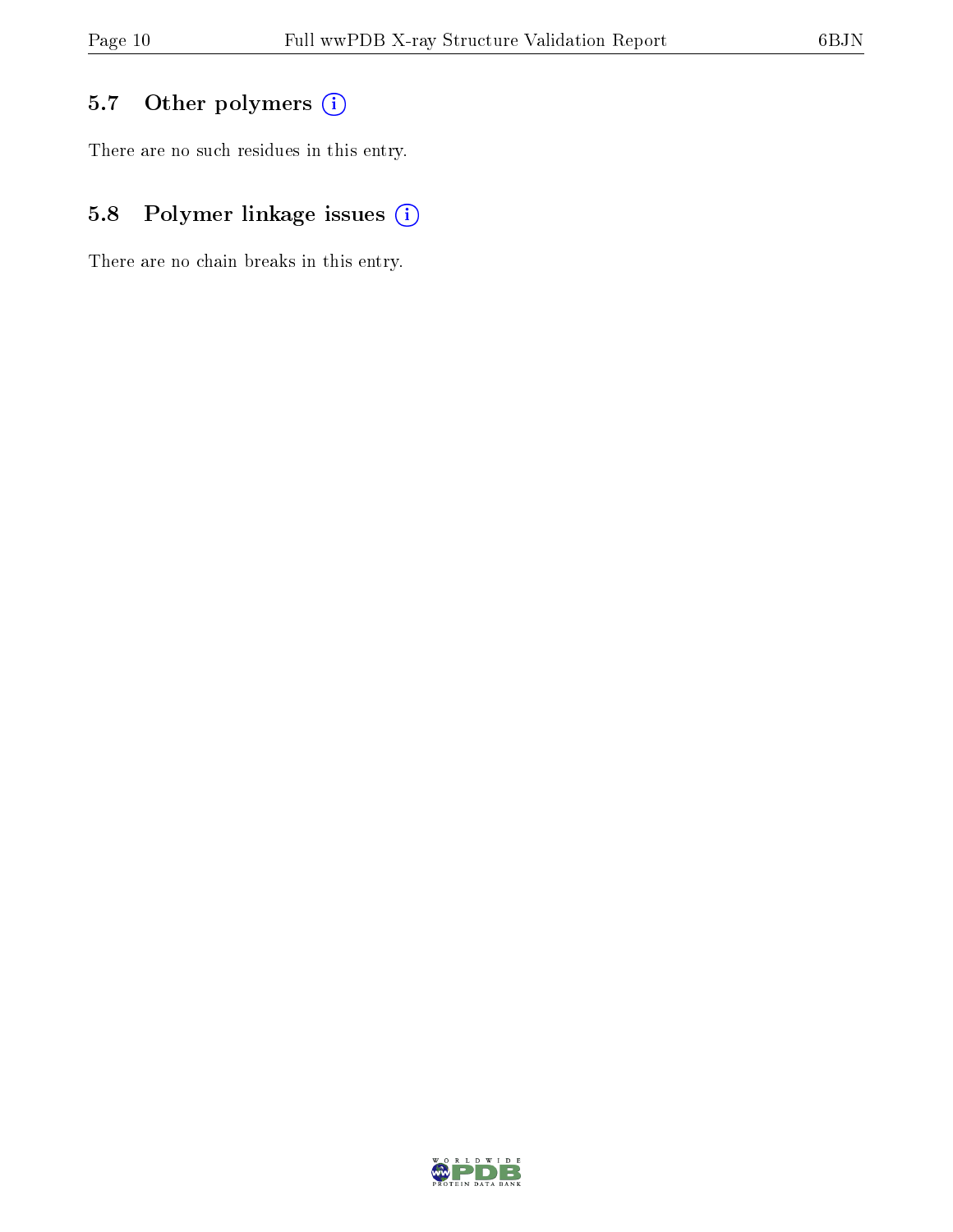### 5.7 Other polymers

There are no such residues in this entry.

### 5.8 Polymer linkage issues

There are no chain breaks in this entry.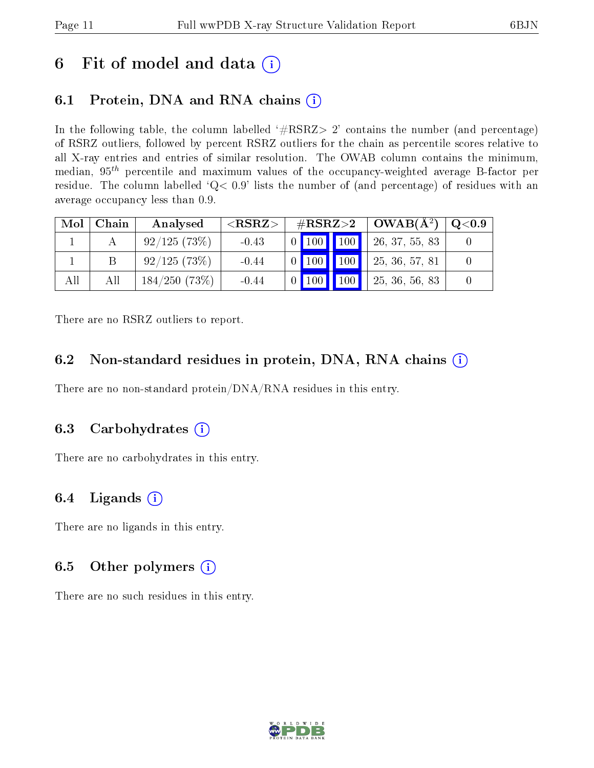# 6 Fit of model and data

## 6.1 Protein, DNA and RNA chains

In the following table, the column labelled '#RSRZ> 2' contains the number (and percentage) of RSRZ outliers, followed by percent RSRZ outliers for the chain as percentile scores relative to all X-ray entries and entries of similar resolution. The OWAB column contains the minimum, median, $95^{th}$ percentile and maximum values of the occupancy-weighted average B-factor per residue. The column labelled 'Q< 0.9' lists the number of (and percentage) of residues with an average occupancy less than 0.9.

| Mol | Chain | Analysed | <RSRZ> | #RSRZ>2 | | | OWAB(Å$^2$) | Q<0.9 |
|---|---|---|---|---|---|---|---|---|
| 1 | A | 92/125 (73%) | -0.43 | 0 | 100 | 100 | 26, 37, 55, 83 | 0 |
| 1 | B | 92/125 (73%) | -0.44 | 0 | 100 | 100 | 25, 36, 57, 81 | 0 |
| All | All | 184/250 (73%) | -0.44 | 0 | 100 | 100 | 25, 36, 56, 83 | 0 |

There are no RSRZ outliers to report.

## 6.2 Non-standard residues in protein, DNA, RNA chains

There are no non-standard protein/DNA/RNA residues in this entry.

## 6.3 Carbohydrates

There are no carbohydrates in this entry.

## 6.4 Ligands

There are no ligands in this entry.

## 6.5 Other polymers

There are no such residues in this entry.